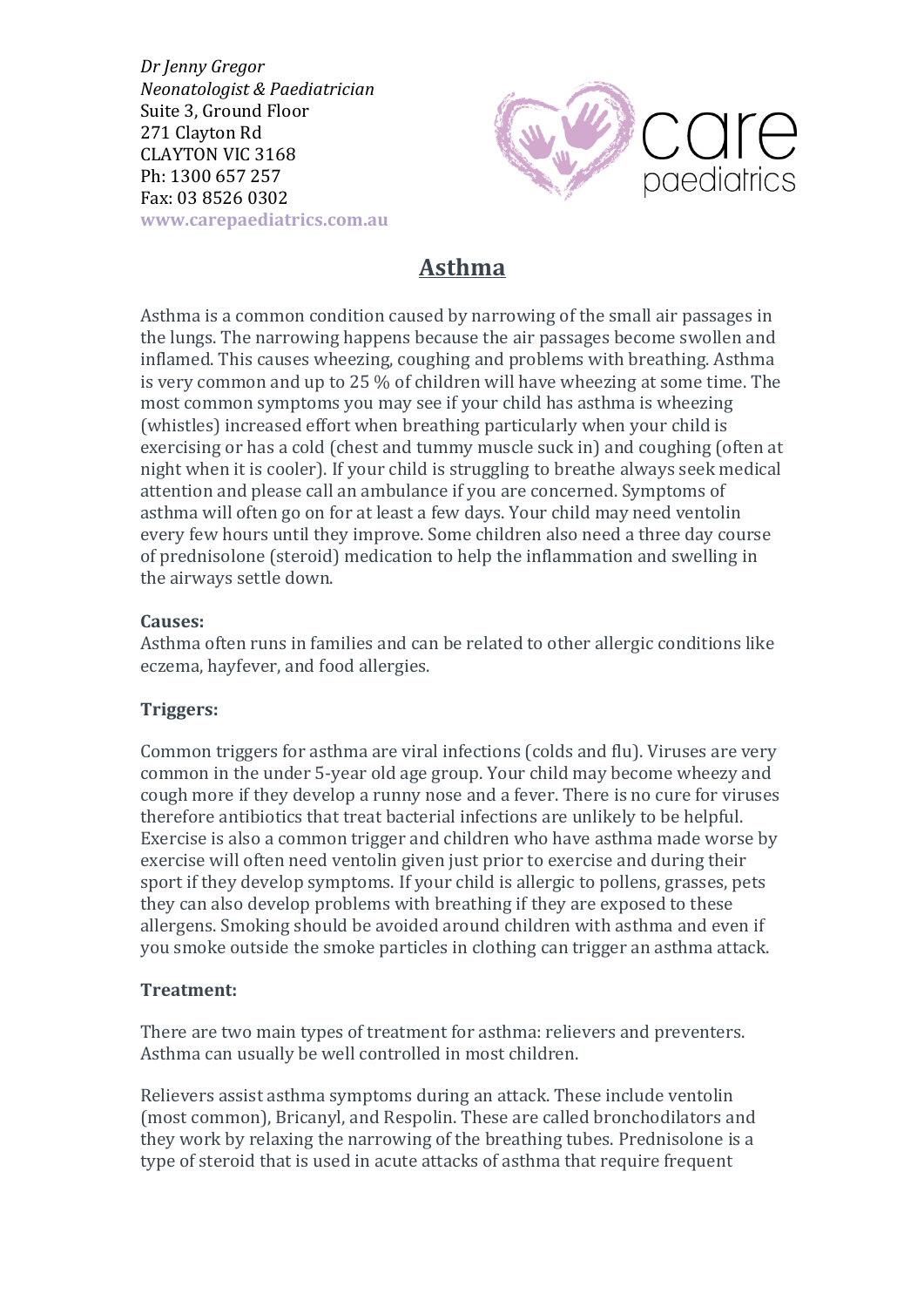*Dr Jenny Gregor*
*Neonatologist & Paediatrician*
Suite 3, Ground Floor
271 Clayton Rd
CLAYTON VIC 3168
Ph: 1300 657 257
Fax: 03 8526 0302
**www.carepaediatrics.com.au**

care paediatrics

# Asthma

Asthma is a common condition caused by narrowing of the small air passages in the lungs. The narrowing happens because the air passages become swollen and inflamed. This causes wheezing, coughing and problems with breathing. Asthma is very common and up to 25 % of children will have wheezing at some time. The most common symptoms you may see if your child has asthma is wheezing (whistles) increased effort when breathing particularly when your child is exercising or has a cold (chest and tummy muscle suck in) and coughing (often at night when it is cooler). If your child is struggling to breathe always seek medical attention and please call an ambulance if you are concerned. Symptoms of asthma will often go on for at least a few days. Your child may need ventolin every few hours until they improve. Some children also need a three day course of prednisolone (steroid) medication to help the inflammation and swelling in the airways settle down.

**Causes:**
Asthma often runs in families and can be related to other allergic conditions like eczema, hayfever, and food allergies.

**Triggers:**

Common triggers for asthma are viral infections (colds and flu). Viruses are very common in the under 5-year old age group. Your child may become wheezy and cough more if they develop a runny nose and a fever. There is no cure for viruses therefore antibiotics that treat bacterial infections are unlikely to be helpful. Exercise is also a common trigger and children who have asthma made worse by exercise will often need ventolin given just prior to exercise and during their sport if they develop symptoms. If your child is allergic to pollens, grasses, pets they can also develop problems with breathing if they are exposed to these allergens. Smoking should be avoided around children with asthma and even if you smoke outside the smoke particles in clothing can trigger an asthma attack.

**Treatment:**

There are two main types of treatment for asthma: relievers and preventers. Asthma can usually be well controlled in most children.

Relievers assist asthma symptoms during an attack. These include ventolin (most common), Bricanyl, and Respolin. These are called bronchodilators and they work by relaxing the narrowing of the breathing tubes. Prednisolone is a type of steroid that is used in acute attacks of asthma that require frequent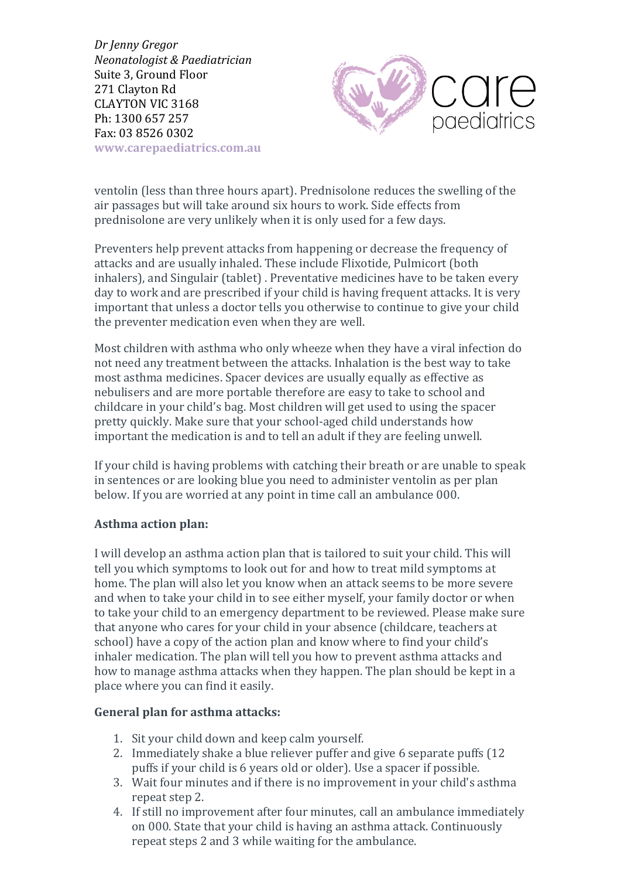Dr Jenny Gregor
Neonatologist & Paediatrician
Suite 3, Ground Floor
271 Clayton Rd
CLAYTON VIC 3168
Ph: 1300 657 257
Fax: 03 8526 0302
www.carepaediatrics.com.au

ventolin (less than three hours apart). Prednisolone reduces the swelling of the air passages but will take around six hours to work. Side effects from prednisolone are very unlikely when it is only used for a few days.

Preventers help prevent attacks from happening or decrease the frequency of attacks and are usually inhaled. These include Flixotide, Pulmicort (both inhalers), and Singulair (tablet) . Preventative medicines have to be taken every day to work and are prescribed if your child is having frequent attacks. It is very important that unless a doctor tells you otherwise to continue to give your child the preventer medication even when they are well.

Most children with asthma who only wheeze when they have a viral infection do not need any treatment between the attacks. Inhalation is the best way to take most asthma medicines. Spacer devices are usually equally as effective as nebulisers and are more portable therefore are easy to take to school and childcare in your child's bag. Most children will get used to using the spacer pretty quickly. Make sure that your school-aged child understands how important the medication is and to tell an adult if they are feeling unwell.

If your child is having problems with catching their breath or are unable to speak in sentences or are looking blue you need to administer ventolin as per plan below. If you are worried at any point in time call an ambulance 000.

**Asthma action plan:**

I will develop an asthma action plan that is tailored to suit your child. This will tell you which symptoms to look out for and how to treat mild symptoms at home. The plan will also let you know when an attack seems to be more severe and when to take your child in to see either myself, your family doctor or when to take your child to an emergency department to be reviewed. Please make sure that anyone who cares for your child in your absence (childcare, teachers at school) have a copy of the action plan and know where to find your child's inhaler medication. The plan will tell you how to prevent asthma attacks and how to manage asthma attacks when they happen. The plan should be kept in a place where you can find it easily.

**General plan for asthma attacks:**

1. Sit your child down and keep calm yourself.
2. Immediately shake a blue reliever puffer and give 6 separate puffs (12 puffs if your child is 6 years old or older). Use a spacer if possible.
3. Wait four minutes and if there is no improvement in your child's asthma repeat step 2.
4. If still no improvement after four minutes, call an ambulance immediately on 000. State that your child is having an asthma attack. Continuously repeat steps 2 and 3 while waiting for the ambulance.